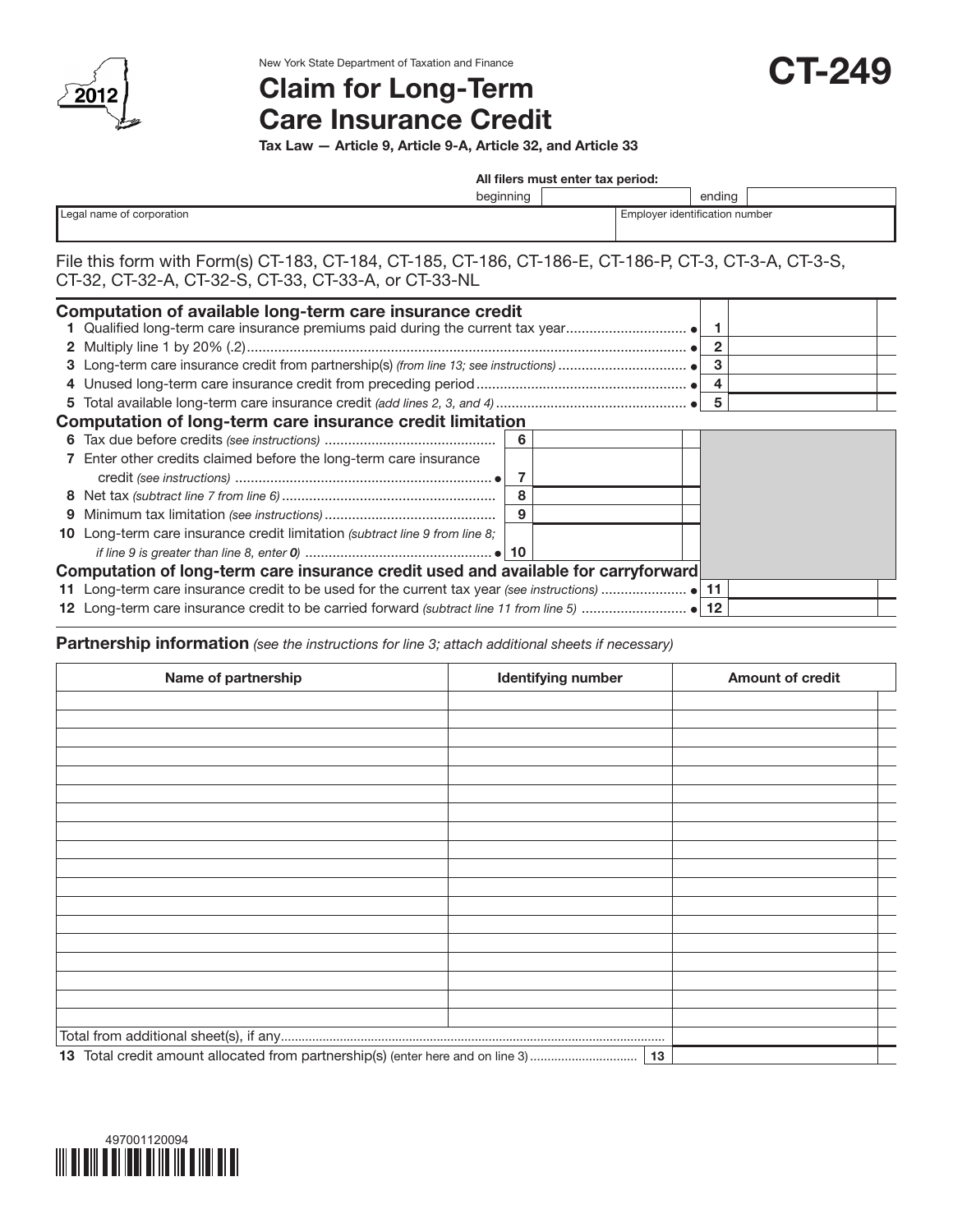New York State Department of Taxation and Finance

2012

# Claim for Long-Term Care Insurance Credit

# CT-249

**Tax Law — Article 9, Article 9-A, Article 32, and Article 33**

**All filers must enter tax period:**

| beginning | | ending | |
|---|---|---|---|

| Legal name of corporation | Employer identification number |
|---|---|
| | |

File this form with Form(s) CT-183, CT-184, CT-185, CT-186, CT-186-E, CT-186-P, CT-3, CT-3-A, CT-3-S, CT-32, CT-32-A, CT-32-S, CT-33, CT-33-A, or CT-33-NL

### Computation of available long-term care insurance credit

| Line | Description | | |
|---|---|---|---|
| 1 | Qualified long-term care insurance premiums paid during the current tax year ● | 1 | |
| 2 | Multiply line 1 by 20% (.2) ● | 2 | |
| 3 | Long-term care insurance credit from partnership(s) *(from line 13; see instructions)* ● | 3 | |
| 4 | Unused long-term care insurance credit from preceding period ● | 4 | |
| 5 | Total available long-term care insurance credit *(add lines 2, 3, and 4)* ● | 5 | |

### Computation of long-term care insurance credit limitation

| Line | Description | | |
|---|---|---|---|
| 6 | Tax due before credits *(see instructions)* | 6 | |
| 7 | Enter other credits claimed before the long-term care insurance credit *(see instructions)* ● | 7 | |
| 8 | Net tax *(subtract line 7 from line 6)* | 8 | |
| 9 | Minimum tax limitation *(see instructions)* | 9 | |
| 10 | Long-term care insurance credit limitation *(subtract line 9 from line 8; if line 9 is greater than line 8, enter 0)* ● | 10 | |

### Computation of long-term care insurance credit used and available for carryforward

| Line | Description | | |
|---|---|---|---|
| 11 | Long-term care insurance credit to be used for the current tax year *(see instructions)* ● | 11 | |
| 12 | Long-term care insurance credit to be carried forward *(subtract line 11 from line 5)* ● | 12 | |

**Partnership information** *(see the instructions for line 3; attach additional sheets if necessary)*

| Name of partnership | Identifying number | Amount of credit |
|---|---|---|
| | | |
| | | |
| | | |
| | | |
| | | |
| | | |
| | | |
| | | |
| | | |
| | | |
| | | |
| | | |
| | | |
| | | |
| | | |
| | | |
| | | |
| Total from additional sheet(s), if any | | |
| 13 Total credit amount allocated from partnership(s) (enter here and on line 3) | 13 | |

497001120094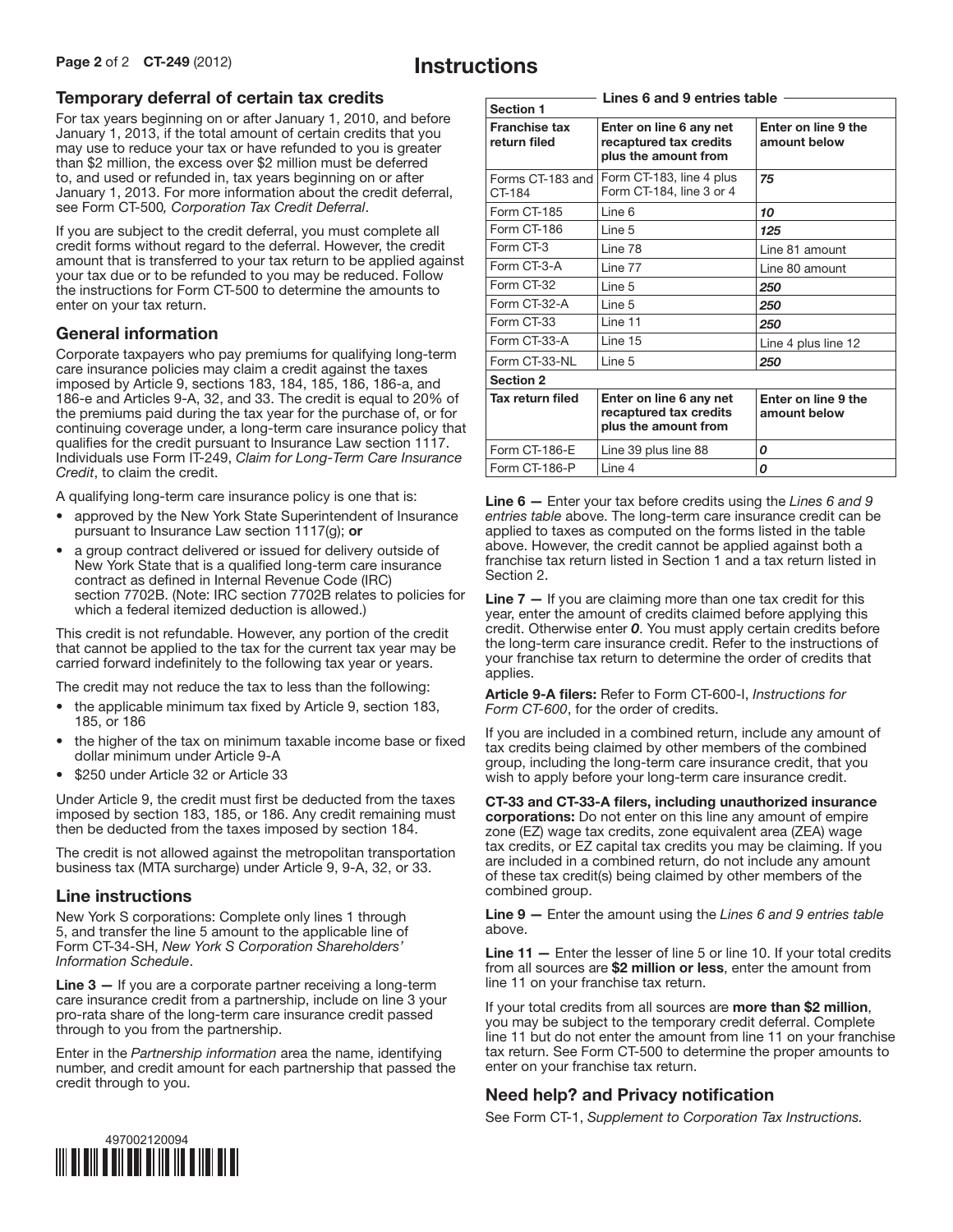# Instructions

## Temporary deferral of certain tax credits

For tax years beginning on or after January 1, 2010, and before January 1, 2013, if the total amount of certain credits that you may use to reduce your tax or have refunded to you is greater than $2 million, the excess over $2 million must be deferred to, and used or refunded in, tax years beginning on or after January 1, 2013. For more information about the credit deferral, see Form CT-500*, Corporation Tax Credit Deferral*.

If you are subject to the credit deferral, you must complete all credit forms without regard to the deferral. However, the credit amount that is transferred to your tax return to be applied against your tax due or to be refunded to you may be reduced. Follow the instructions for Form CT-500 to determine the amounts to enter on your tax return.

## General information

Corporate taxpayers who pay premiums for qualifying long-term care insurance policies may claim a credit against the taxes imposed by Article 9, sections 183, 184, 185, 186, 186-a, and 186-e and Articles 9-A, 32, and 33. The credit is equal to 20% of the premiums paid during the tax year for the purchase of, or for continuing coverage under, a long-term care insurance policy that qualifies for the credit pursuant to Insurance Law section 1117. Individuals use Form IT-249, *Claim for Long-Term Care Insurance Credit*, to claim the credit.

A qualifying long-term care insurance policy is one that is:

- approved by the New York State Superintendent of Insurance pursuant to Insurance Law section 1117(g); **or**
- a group contract delivered or issued for delivery outside of New York State that is a qualified long-term care insurance contract as defined in Internal Revenue Code (IRC) section 7702B. (Note: IRC section 7702B relates to policies for which a federal itemized deduction is allowed.)

This credit is not refundable. However, any portion of the credit that cannot be applied to the tax for the current tax year may be carried forward indefinitely to the following tax year or years.

The credit may not reduce the tax to less than the following:

- the applicable minimum tax fixed by Article 9, section 183, 185, or 186
- the higher of the tax on minimum taxable income base or fixed dollar minimum under Article 9-A
- $250 under Article 32 or Article 33

Under Article 9, the credit must first be deducted from the taxes imposed by section 183, 185, or 186. Any credit remaining must then be deducted from the taxes imposed by section 184.

The credit is not allowed against the metropolitan transportation business tax (MTA surcharge) under Article 9, 9-A, 32, or 33.

## Line instructions

New York S corporations: Complete only lines 1 through 5, and transfer the line 5 amount to the applicable line of Form CT-34-SH, *New York S Corporation Shareholders' Information Schedule*.

**Line 3 —** If you are a corporate partner receiving a long-term care insurance credit from a partnership, include on line 3 your pro-rata share of the long-term care insurance credit passed through to you from the partnership.

Enter in the *Partnership information* area the name, identifying number, and credit amount for each partnership that passed the credit through to you.

**Lines 6 and 9 entries table**

| **Section 1** | | |
|---|---|---|
| **Franchise tax return filed** | **Enter on line 6 any net recaptured tax credits plus the amount from** | **Enter on line 9 the amount below** |
| Forms CT-183 and CT-184 | Form CT-183, line 4 plus Form CT-184, line 3 or 4 | ***75*** |
| Form CT-185 | Line 6 | ***10*** |
| Form CT-186 | Line 5 | ***125*** |
| Form CT-3 | Line 78 | Line 81 amount |
| Form CT-3-A | Line 77 | Line 80 amount |
| Form CT-32 | Line 5 | ***250*** |
| Form CT-32-A | Line 5 | ***250*** |
| Form CT-33 | Line 11 | ***250*** |
| Form CT-33-A | Line 15 | Line 4 plus line 12 |
| Form CT-33-NL | Line 5 | ***250*** |
| **Section 2** | | |
| **Tax return filed** | **Enter on line 6 any net recaptured tax credits plus the amount from** | **Enter on line 9 the amount below** |
| Form CT-186-E | Line 39 plus line 88 | ***0*** |
| Form CT-186-P | Line 4 | ***0*** |

**Line 6 —** Enter your tax before credits using the *Lines 6 and 9 entries table* above. The long-term care insurance credit can be applied to taxes as computed on the forms listed in the table above. However, the credit cannot be applied against both a franchise tax return listed in Section 1 and a tax return listed in Section 2.

**Line 7 —** If you are claiming more than one tax credit for this year, enter the amount of credits claimed before applying this credit. Otherwise enter ***0***. You must apply certain credits before the long-term care insurance credit. Refer to the instructions of your franchise tax return to determine the order of credits that applies.

**Article 9-A filers:** Refer to Form CT-600-I, *Instructions for Form CT-600*, for the order of credits.

If you are included in a combined return, include any amount of tax credits being claimed by other members of the combined group, including the long-term care insurance credit, that you wish to apply before your long-term care insurance credit.

**CT-33 and CT-33-A filers, including unauthorized insurance corporations:** Do not enter on this line any amount of empire zone (EZ) wage tax credits, zone equivalent area (ZEA) wage tax credits, or EZ capital tax credits you may be claiming. If you are included in a combined return, do not include any amount of these tax credit(s) being claimed by other members of the combined group.

**Line 9 —** Enter the amount using the *Lines 6 and 9 entries table* above.

**Line 11 —** Enter the lesser of line 5 or line 10. If your total credits from all sources are **$2 million or less**, enter the amount from line 11 on your franchise tax return.

If your total credits from all sources are **more than $2 million**, you may be subject to the temporary credit deferral. Complete line 11 but do not enter the amount from line 11 on your franchise tax return. See Form CT-500 to determine the proper amounts to enter on your franchise tax return.

## Need help? and Privacy notification

See Form CT-1, *Supplement to Corporation Tax Instructions.*

497002120094